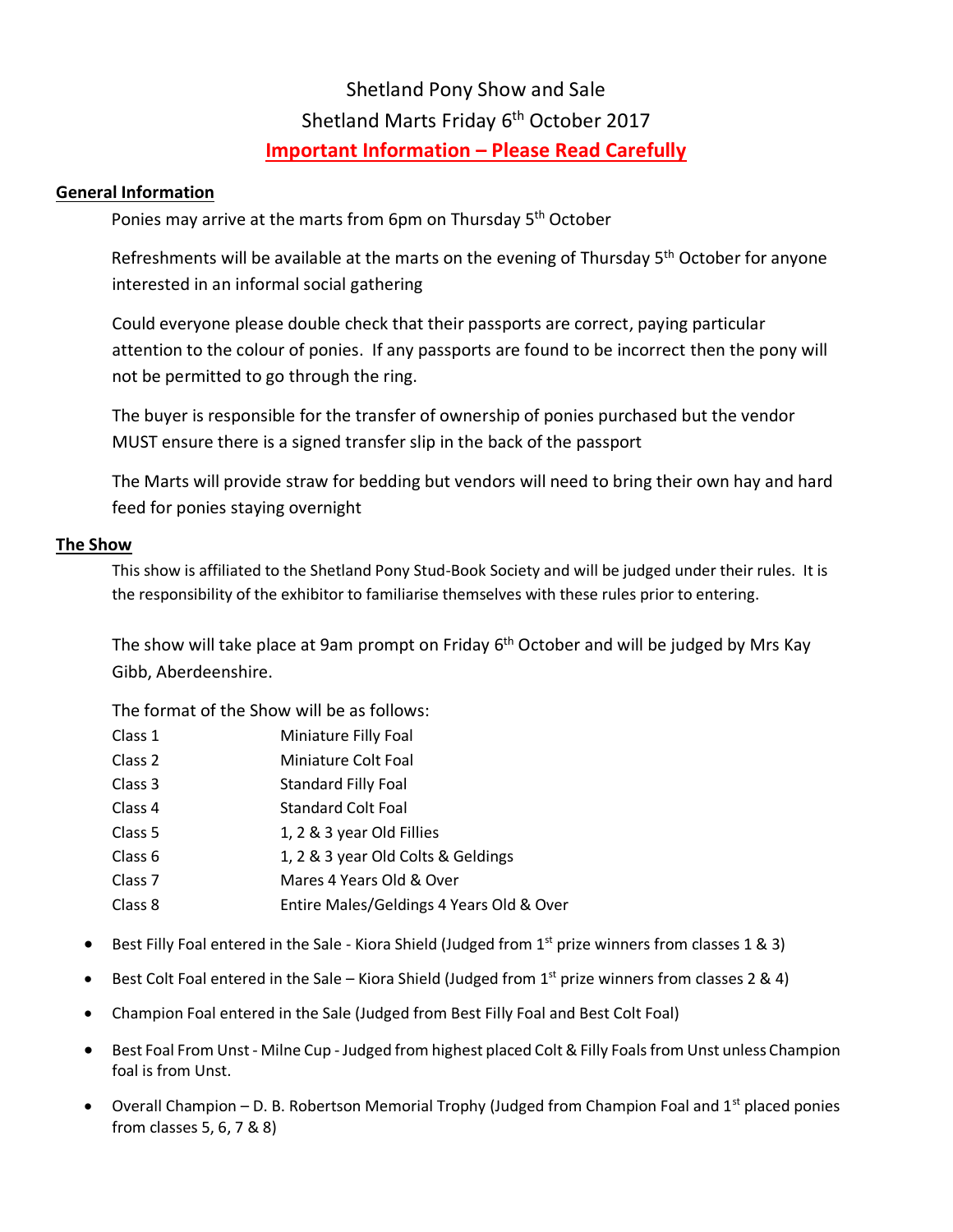# Shetland Pony Show and Sale

## Shetland Marts Friday 6th October 2017

## **Important Information – Please Read Carefully**

### General Information

Ponies may arrive at the marts from 6pm on Thursday 5th October

Refreshments will be available at the marts on the evening of Thursday 5th October for anyone interested in an informal social gathering

Could everyone please double check that their passports are correct, paying particular attention to the colour of ponies. If any passports are found to be incorrect then the pony will not be permitted to go through the ring.

The buyer is responsible for the transfer of ownership of ponies purchased but the vendor MUST ensure there is a signed transfer slip in the back of the passport

The Marts will provide straw for bedding but vendors will need to bring their own hay and hard feed for ponies staying overnight

### The Show

This show is affiliated to the Shetland Pony Stud-Book Society and will be judged under their rules. It is the responsibility of the exhibitor to familiarise themselves with these rules prior to entering.

The show will take place at 9am prompt on Friday 6th October and will be judged by Mrs Kay Gibb, Aberdeenshire.

The format of the Show will be as follows:

| Class | Description |
|---|---|
| Class 1 | Miniature Filly Foal |
| Class 2 | Miniature Colt Foal |
| Class 3 | Standard Filly Foal |
| Class 4 | Standard Colt Foal |
| Class 5 | 1, 2 & 3 year Old Fillies |
| Class 6 | 1, 2 & 3 year Old Colts & Geldings |
| Class 7 | Mares 4 Years Old & Over |
| Class 8 | Entire Males/Geldings 4 Years Old & Over |

- Best Filly Foal entered in the Sale - Kiora Shield (Judged from 1st prize winners from classes 1 & 3)
- Best Colt Foal entered in the Sale – Kiora Shield (Judged from 1st prize winners from classes 2 & 4)
- Champion Foal entered in the Sale (Judged from Best Filly Foal and Best Colt Foal)
- Best Foal From Unst - Milne Cup - Judged from highest placed Colt & Filly Foals from Unst unless Champion foal is from Unst.
- Overall Champion – D. B. Robertson Memorial Trophy (Judged from Champion Foal and 1st placed ponies from classes 5, 6, 7 & 8)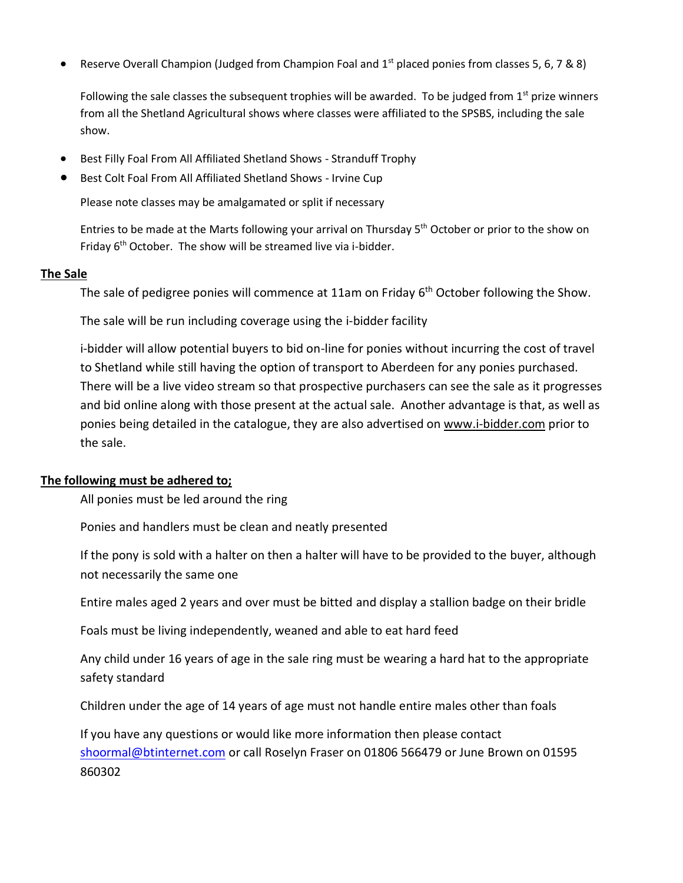- Reserve Overall Champion (Judged from Champion Foal and 1st placed ponies from classes 5, 6, 7 & 8)

  Following the sale classes the subsequent trophies will be awarded. To be judged from 1st prize winners from all the Shetland Agricultural shows where classes were affiliated to the SPSBS, including the sale show.

- Best Filly Foal From All Affiliated Shetland Shows - Stranduff Trophy
- Best Colt Foal From All Affiliated Shetland Shows - Irvine Cup

  Please note classes may be amalgamated or split if necessary

  Entries to be made at the Marts following your arrival on Thursday 5th October or prior to the show on Friday 6th October. The show will be streamed live via i-bidder.

**The Sale**

The sale of pedigree ponies will commence at 11am on Friday 6th October following the Show.

The sale will be run including coverage using the i-bidder facility

i-bidder will allow potential buyers to bid on-line for ponies without incurring the cost of travel to Shetland while still having the option of transport to Aberdeen for any ponies purchased. There will be a live video stream so that prospective purchasers can see the sale as it progresses and bid online along with those present at the actual sale. Another advantage is that, as well as ponies being detailed in the catalogue, they are also advertised on www.i-bidder.com prior to the sale.

**The following must be adhered to;**

All ponies must be led around the ring

Ponies and handlers must be clean and neatly presented

If the pony is sold with a halter on then a halter will have to be provided to the buyer, although not necessarily the same one

Entire males aged 2 years and over must be bitted and display a stallion badge on their bridle

Foals must be living independently, weaned and able to eat hard feed

Any child under 16 years of age in the sale ring must be wearing a hard hat to the appropriate safety standard

Children under the age of 14 years of age must not handle entire males other than foals

If you have any questions or would like more information then please contact shoormal@btinternet.com or call Roselyn Fraser on 01806 566479 or June Brown on 01595 860302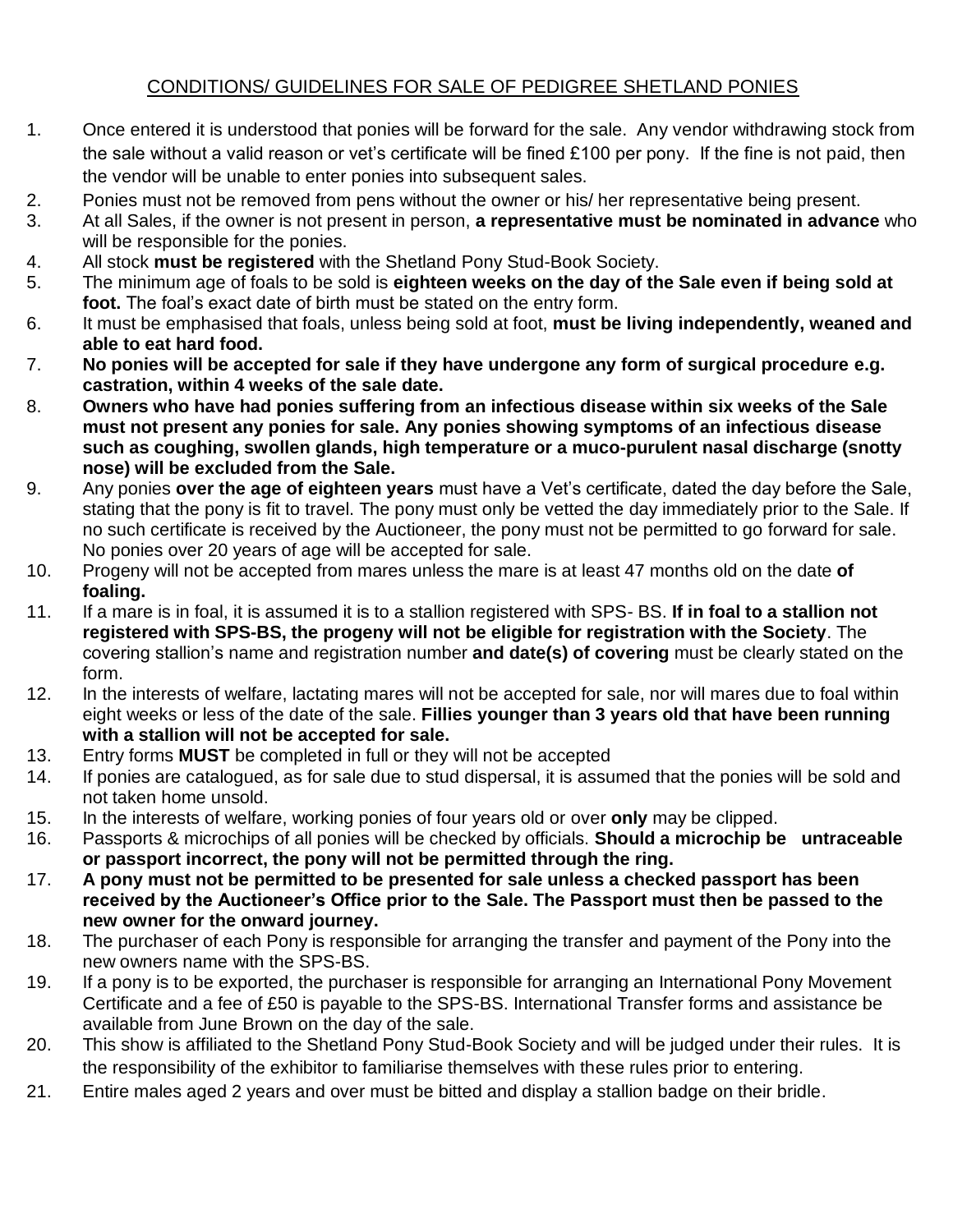# CONDITIONS/ GUIDELINES FOR SALE OF PEDIGREE SHETLAND PONIES

1. Once entered it is understood that ponies will be forward for the sale. Any vendor withdrawing stock from the sale without a valid reason or vet's certificate will be fined £100 per pony. If the fine is not paid, then the vendor will be unable to enter ponies into subsequent sales.
2. Ponies must not be removed from pens without the owner or his/ her representative being present.
3. At all Sales, if the owner is not present in person, **a representative must be nominated in advance** who will be responsible for the ponies.
4. All stock **must be registered** with the Shetland Pony Stud-Book Society.
5. The minimum age of foals to be sold is **eighteen weeks on the day of the Sale even if being sold at foot.** The foal's exact date of birth must be stated on the entry form.
6. It must be emphasised that foals, unless being sold at foot, **must be living independently, weaned and able to eat hard food.**
7. **No ponies will be accepted for sale if they have undergone any form of surgical procedure e.g. castration, within 4 weeks of the sale date.**
8. **Owners who have had ponies suffering from an infectious disease within six weeks of the Sale must not present any ponies for sale. Any ponies showing symptoms of an infectious disease such as coughing, swollen glands, high temperature or a muco-purulent nasal discharge (snotty nose) will be excluded from the Sale.**
9. Any ponies **over the age of eighteen years** must have a Vet's certificate, dated the day before the Sale, stating that the pony is fit to travel. The pony must only be vetted the day immediately prior to the Sale. If no such certificate is received by the Auctioneer, the pony must not be permitted to go forward for sale. No ponies over 20 years of age will be accepted for sale.
10. Progeny will not be accepted from mares unless the mare is at least 47 months old on the date **of foaling.**
11. If a mare is in foal, it is assumed it is to a stallion registered with SPS- BS. **If in foal to a stallion not registered with SPS-BS, the progeny will not be eligible for registration with the Society**. The covering stallion's name and registration number **and date(s) of covering** must be clearly stated on the form.
12. In the interests of welfare, lactating mares will not be accepted for sale, nor will mares due to foal within eight weeks or less of the date of the sale. **Fillies younger than 3 years old that have been running with a stallion will not be accepted for sale.**
13. Entry forms **MUST** be completed in full or they will not be accepted
14. If ponies are catalogued, as for sale due to stud dispersal, it is assumed that the ponies will be sold and not taken home unsold.
15. In the interests of welfare, working ponies of four years old or over **only** may be clipped.
16. Passports & microchips of all ponies will be checked by officials. **Should a microchip be untraceable or passport incorrect, the pony will not be permitted through the ring.**
17. **A pony must not be permitted to be presented for sale unless a checked passport has been received by the Auctioneer's Office prior to the Sale. The Passport must then be passed to the new owner for the onward journey.**
18. The purchaser of each Pony is responsible for arranging the transfer and payment of the Pony into the new owners name with the SPS-BS.
19. If a pony is to be exported, the purchaser is responsible for arranging an International Pony Movement Certificate and a fee of £50 is payable to the SPS-BS. International Transfer forms and assistance be available from June Brown on the day of the sale.
20. This show is affiliated to the Shetland Pony Stud-Book Society and will be judged under their rules. It is the responsibility of the exhibitor to familiarise themselves with these rules prior to entering.
21. Entire males aged 2 years and over must be bitted and display a stallion badge on their bridle.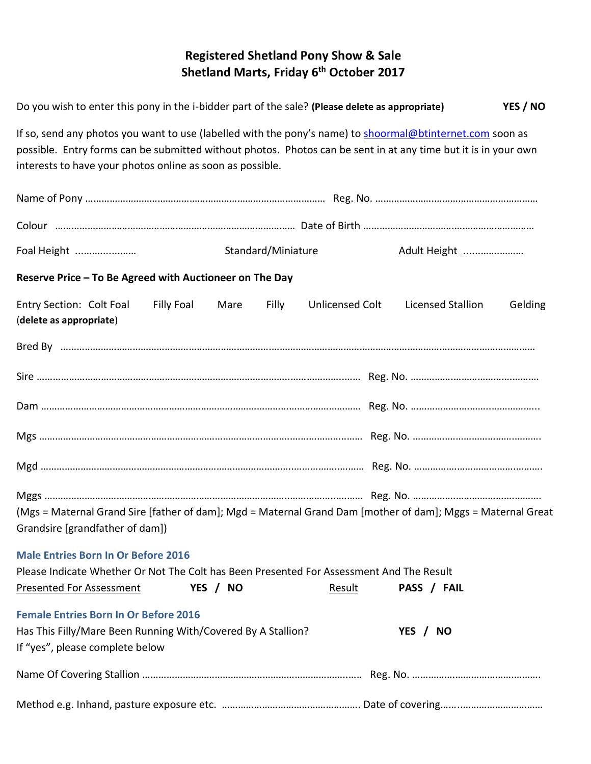# Registered Shetland Pony Show & Sale
## Shetland Marts, Friday 6th October 2017

Do you wish to enter this pony in the i-bidder part of the sale? **(Please delete as appropriate)** **YES / NO**

If so, send any photos you want to use (labelled with the pony's name) to shoormal@btinternet.com soon as possible. Entry forms can be submitted without photos. Photos can be sent in at any time but it is in your own interests to have your photos online as soon as possible.

Name of Pony ………………………………………………………………………… Reg. No. ……………………………………………………

Colour ………………………………………………………………………… Date of Birth ……………………………………………………

Foal Height ………………… Standard/Miniature Adult Height …………………

**Reserve Price – To Be Agreed with Auctioneer on The Day**

Entry Section: Colt Foal Filly Foal Mare Filly Unlicensed Colt Licensed Stallion Gelding
(**delete as appropriate**)

Bred By ……………………………………………………………………………………………………………………………………………

Sire ……………………………………………………………………………………………… Reg. No. …………………………………………

Dam ……………………………………………………………………………………………… Reg. No. …………………………………………

Mgs ……………………………………………………………………………………………… Reg. No. …………………………………………

Mgd ……………………………………………………………………………………………… Reg. No. …………………………………………

Mggs ……………………………………………………………………………………………… Reg. No. …………………………………………
(Mgs = Maternal Grand Sire [father of dam]; Mgd = Maternal Grand Dam [mother of dam]; Mggs = Maternal Great Grandsire [grandfather of dam])

### Male Entries Born In Or Before 2016

Please Indicate Whether Or Not The Colt has Been Presented For Assessment And The Result

Presented For Assessment **YES / NO** Result **PASS / FAIL**

### Female Entries Born In Or Before 2016

Has This Filly/Mare Been Running With/Covered By A Stallion? **YES / NO**
If "yes", please complete below

Name Of Covering Stallion ……………………………………………………………………… Reg. No. …………………………………………

Method e.g. Inhand, pasture exposure etc. …………………………………………… Date of covering…………………………………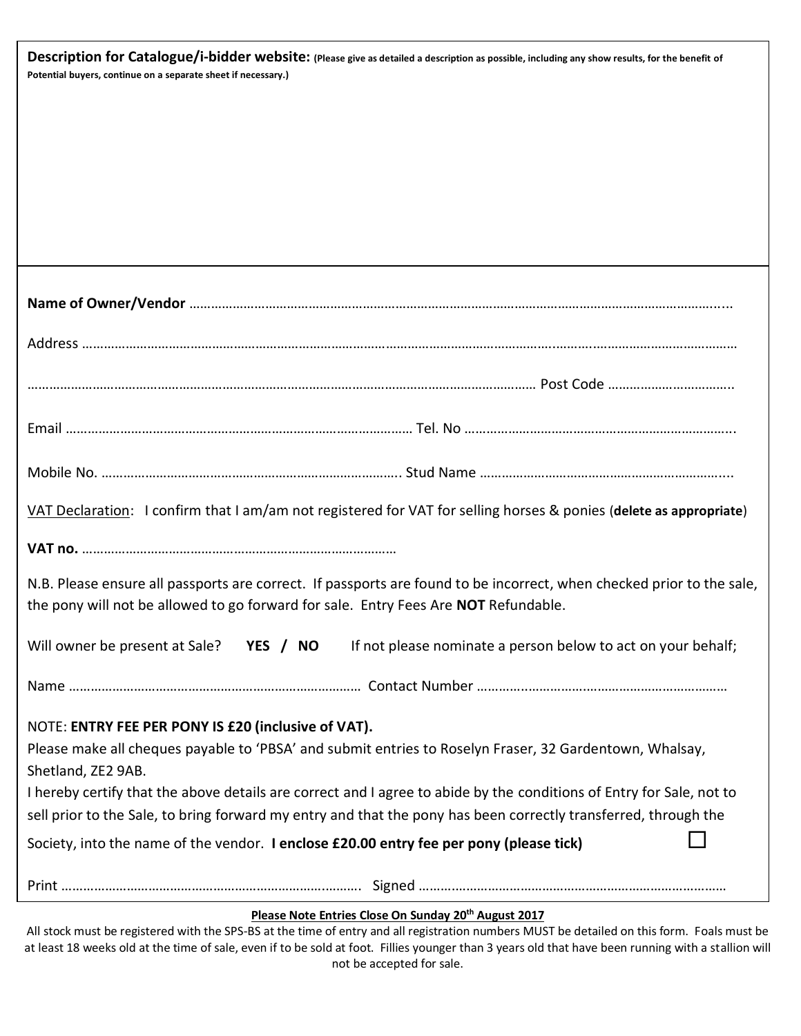**Description for Catalogue/i-bidder website:** **(Please give as detailed a description as possible, including any show results, for the benefit of Potential buyers, continue on a separate sheet if necessary.)**

**Name of Owner/Vendor** ……………………………………………………………………………………………………………………………

Address ……………………………………………………………………………………………………………………………………………

…………………………………………………………………………………………………………………… Post Code ……………………………..

Email ………………………………………………………………………………………… Tel. No ………………………………………………………………..

Mobile No. ……………………………………………………………………….. Stud Name …………………………………………………………....

VAT Declaration: I confirm that I am/am not registered for VAT for selling horses & ponies (**delete as appropriate**)

**VAT no.** ……………………………………………………………………………

N.B. Please ensure all passports are correct. If passports are found to be incorrect, when checked prior to the sale, the pony will not be allowed to go forward for sale. Entry Fees Are **NOT** Refundable.

Will owner be present at Sale? **YES / NO** If not please nominate a person below to act on your behalf;

Name …………………………………………………………………… Contact Number …………………………………………………………

NOTE: **ENTRY FEE PER PONY IS £20 (inclusive of VAT).**
Please make all cheques payable to 'PBSA' and submit entries to Roselyn Fraser, 32 Gardentown, Whalsay, Shetland, ZE2 9AB.
I hereby certify that the above details are correct and I agree to abide by the conditions of Entry for Sale, not to sell prior to the Sale, to bring forward my entry and that the pony has been correctly transferred, through the Society, into the name of the vendor. **I enclose £20.00 entry fee per pony (please tick)** ☐

Print ………………………………………………………………………. Signed ……………………………………………………………………………

**Please Note Entries Close On Sunday 20th August 2017**

All stock must be registered with the SPS-BS at the time of entry and all registration numbers MUST be detailed on this form. Foals must be at least 18 weeks old at the time of sale, even if to be sold at foot. Fillies younger than 3 years old that have been running with a stallion will not be accepted for sale.